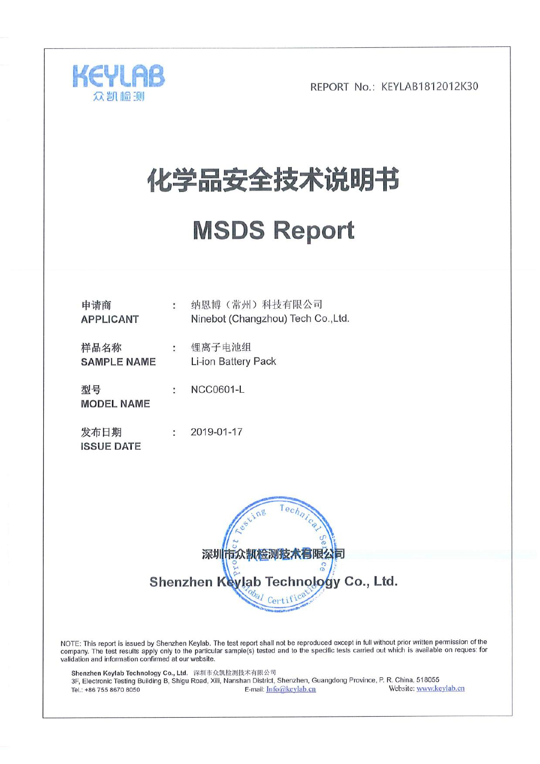KEYLAB
众凯检测

REPORT No.: KEYLAB1812012K30

# 化学品安全技术说明书

# MSDS Report

| | | |
|---|---|---|
| 申请商<br>APPLICANT | : | 纳恩博（常州）科技有限公司<br>Ninebot (Changzhou) Tech Co.,Ltd. |
| 样品名称<br>SAMPLE NAME | : | 锂离子电池组<br>Li-ion Battery Pack |
| 型号<br>MODEL NAME | : | NCC0601-L |
| 发布日期<br>ISSUE DATE | : | 2019-01-17 |

深圳市众凯检测技术有限公司

Shenzhen Keylab Technology Co., Ltd.

NOTE: This report is issued by Shenzhen Keylab. The test report shall not be reproduced except in full without prior written permission of the company. The test results apply only to the particular sample(s) tested and to the specific tests carried out which is available on reques: for validation and information confirmed at our website.

Shenzhen Keylab Technology Co., Ltd. 深圳市众凯检测技术有限公司
3F, Electronic Testing Building B, Shigu Road, Xili, Nanshan District, Shenzhen, Guangdong Province, P. R. China, 518055
Tel.: +86 755 8670 8050 E-mail: Info@keylab.cn Website: www.keylab.cn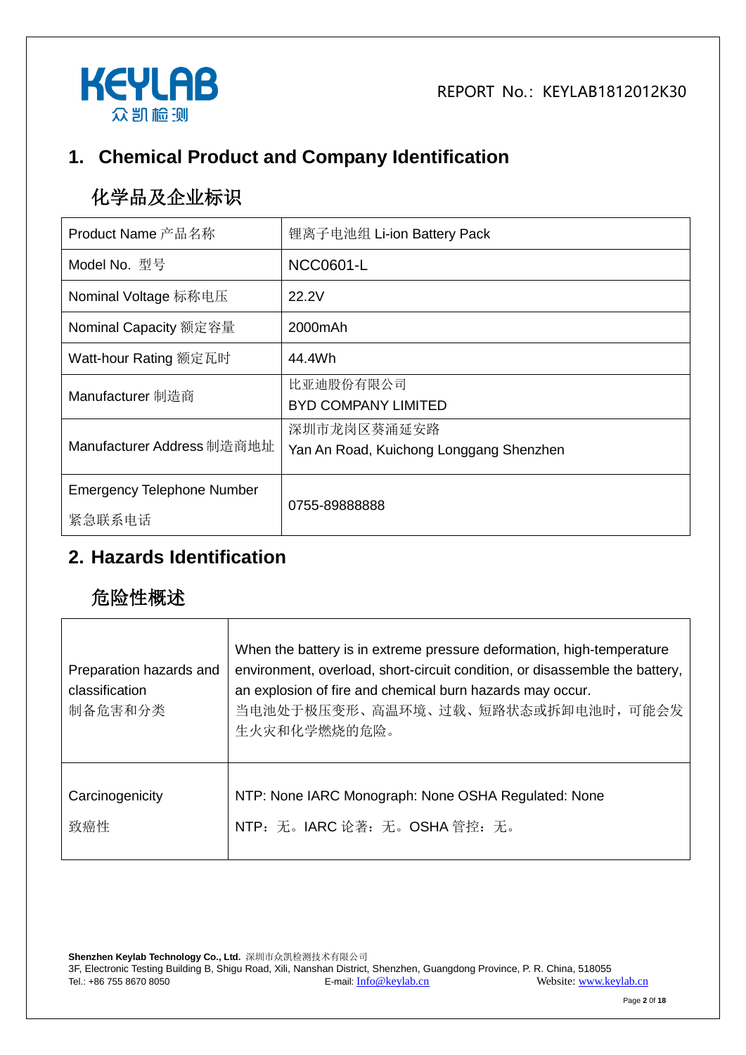## 1. Chemical Product and Company Identification

## 化学品及企业标识

| Product Name 产品名称 | 锂离子电池组 Li-ion Battery Pack |
|---|---|
| Model No. 型号 | NCC0601-L |
| Nominal Voltage 标称电压 | 22.2V |
| Nominal Capacity 额定容量 | 2000mAh |
| Watt-hour Rating 额定瓦时 | 44.4Wh |
| Manufacturer 制造商 | 比亚迪股份有限公司<br>BYD COMPANY LIMITED |
| Manufacturer Address 制造商地址 | 深圳市龙岗区葵涌延安路<br>Yan An Road, Kuichong Longgang Shenzhen |
| Emergency Telephone Number<br>紧急联系电话 | 0755-89888888 |

## 2. Hazards Identification

## 危险性概述

| Preparation hazards and classification<br>制备危害和分类 | When the battery is in extreme pressure deformation, high-temperature environment, overload, short-circuit condition, or disassemble the battery, an explosion of fire and chemical burn hazards may occur.<br>当电池处于极压变形、高温环境、过载、短路状态或拆卸电池时，可能会发生火灾和化学燃烧的危险。 |
|---|---|
| Carcinogenicity<br>致癌性 | NTP: None IARC Monograph: None OSHA Regulated: None<br>NTP：无。IARC 论著：无。OSHA 管控：无。 |

**Shenzhen Keylab Technology Co., Ltd.** 深圳市众凯检测技术有限公司
3F, Electronic Testing Building B, Shigu Road, Xili, Nanshan District, Shenzhen, Guangdong Province, P. R. China, 518055
Tel.: +86 755 8670 8050 E-mail: Info@keylab.cn Website: www.keylab.cn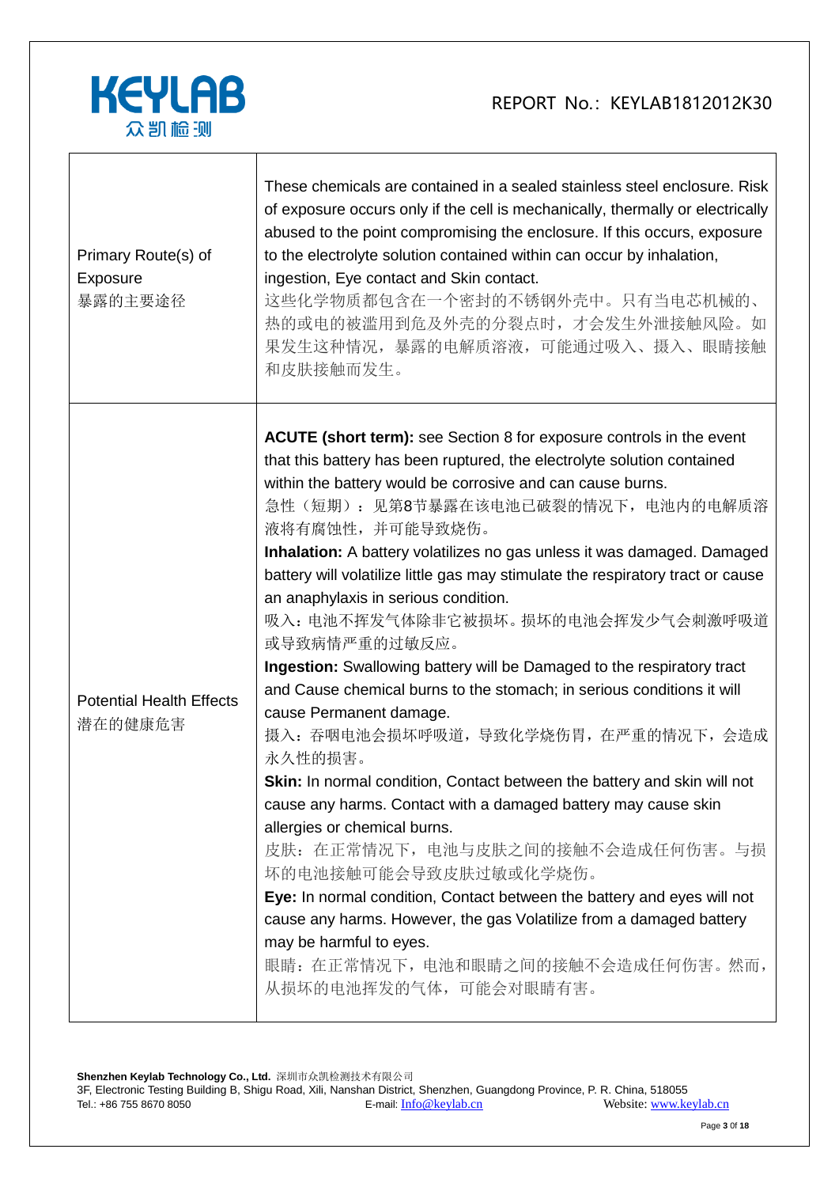| Primary Route(s) of Exposure 暴露的主要途径 | These chemicals are contained in a sealed stainless steel enclosure. Risk of exposure occurs only if the cell is mechanically, thermally or electrically abused to the point compromising the enclosure. If this occurs, exposure to the electrolyte solution contained within can occur by inhalation, ingestion, Eye contact and Skin contact.<br>这些化学物质都包含在一个密封的不锈钢外壳中。只有当电芯机械的、热的或电的被滥用到危及外壳的分裂点时，才会发生外泄接触风险。如果发生这种情况，暴露的电解质溶液，可能通过吸入、摄入、眼睛接触和皮肤接触而发生。 |
|---|---|
| Potential Health Effects 潜在的健康危害 | **ACUTE (short term):** see Section 8 for exposure controls in the event that this battery has been ruptured, the electrolyte solution contained within the battery would be corrosive and can cause burns.<br>急性（短期）：见第8节暴露在该电池已破裂的情况下，电池内的电解质溶液将有腐蚀性，并可能导致烧伤。<br>**Inhalation:** A battery volatilizes no gas unless it was damaged. Damaged battery will volatilize little gas may stimulate the respiratory tract or cause an anaphylaxis in serious condition.<br>吸入：电池不挥发气体除非它被损坏。损坏的电池会挥发少气会刺激呼吸道或导致病情严重的过敏反应。<br>**Ingestion:** Swallowing battery will be Damaged to the respiratory tract and Cause chemical burns to the stomach; in serious conditions it will cause Permanent damage.<br>摄入：吞咽电池会损坏呼吸道，导致化学烧伤胃，在严重的情况下，会造成永久性的损害。<br>**Skin:** In normal condition, Contact between the battery and skin will not cause any harms. Contact with a damaged battery may cause skin allergies or chemical burns.<br>皮肤：在正常情况下，电池与皮肤之间的接触不会造成任何伤害。与损坏的电池接触可能会导致皮肤过敏或化学烧伤。<br>**Eye:** In normal condition, Contact between the battery and eyes will not cause any harms. However, the gas Volatilize from a damaged battery may be harmful to eyes.<br>眼睛：在正常情况下，电池和眼睛之间的接触不会造成任何伤害。然而，从损坏的电池挥发的气体，可能会对眼睛有害。 |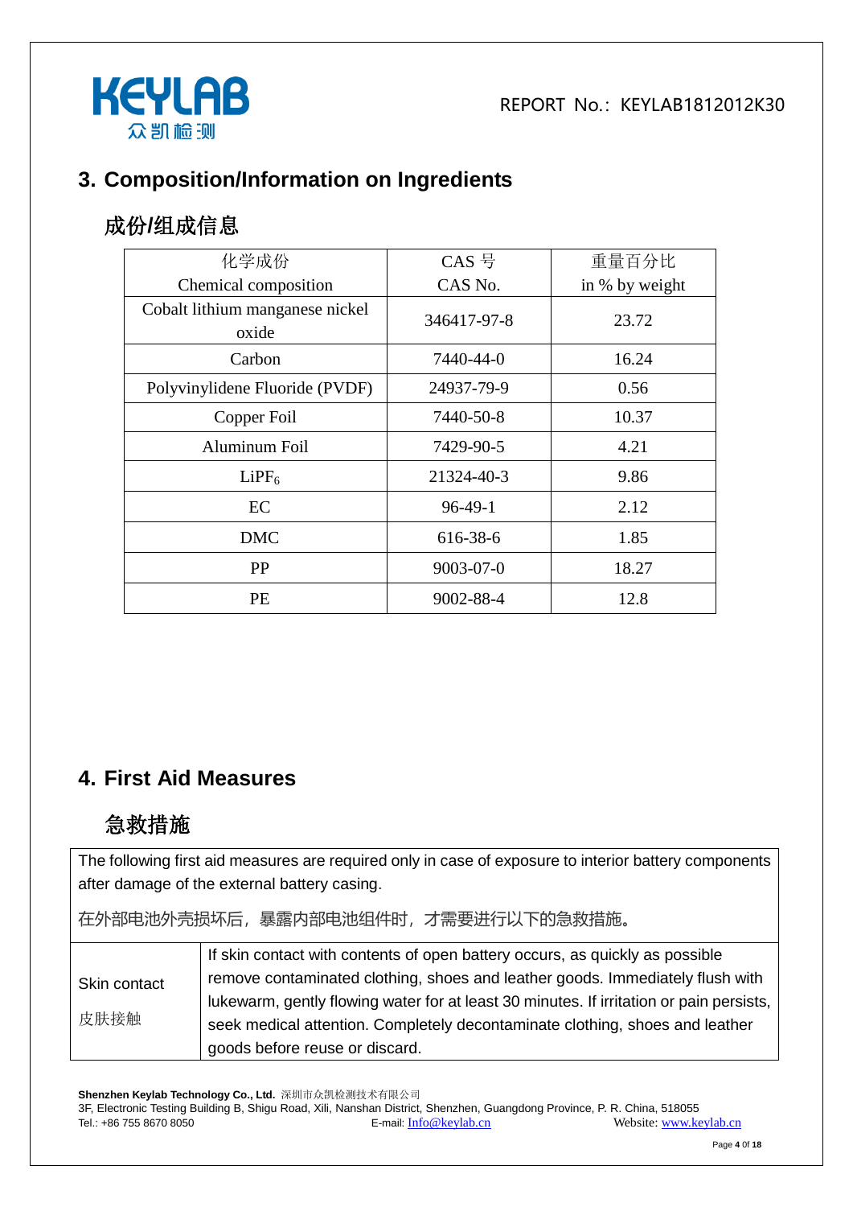## 3. Composition/Information on Ingredients

## 成份/组成信息

| 化学成份<br>Chemical composition | CAS 号<br>CAS No. | 重量百分比<br>in % by weight |
|---|---|---|
| Cobalt lithium manganese nickel oxide | 346417-97-8 | 23.72 |
| Carbon | 7440-44-0 | 16.24 |
| Polyvinylidene Fluoride (PVDF) | 24937-79-9 | 0.56 |
| Copper Foil | 7440-50-8 | 10.37 |
| Aluminum Foil | 7429-90-5 | 4.21 |
| $LiPF_6$ | 21324-40-3 | 9.86 |
| EC | 96-49-1 | 2.12 |
| DMC | 616-38-6 | 1.85 |
| PP | 9003-07-0 | 18.27 |
| PE | 9002-88-4 | 12.8 |

## 4. First Aid Measures

## 急救措施

The following first aid measures are required only in case of exposure to interior battery components after damage of the external battery casing.

在外部电池外壳损坏后，暴露内部电池组件时，才需要进行以下的急救措施。

| | |
|---|---|
| Skin contact<br>皮肤接触 | If skin contact with contents of open battery occurs, as quickly as possible remove contaminated clothing, shoes and leather goods. Immediately flush with lukewarm, gently flowing water for at least 30 minutes. If irritation or pain persists, seek medical attention. Completely decontaminate clothing, shoes and leather goods before reuse or discard. |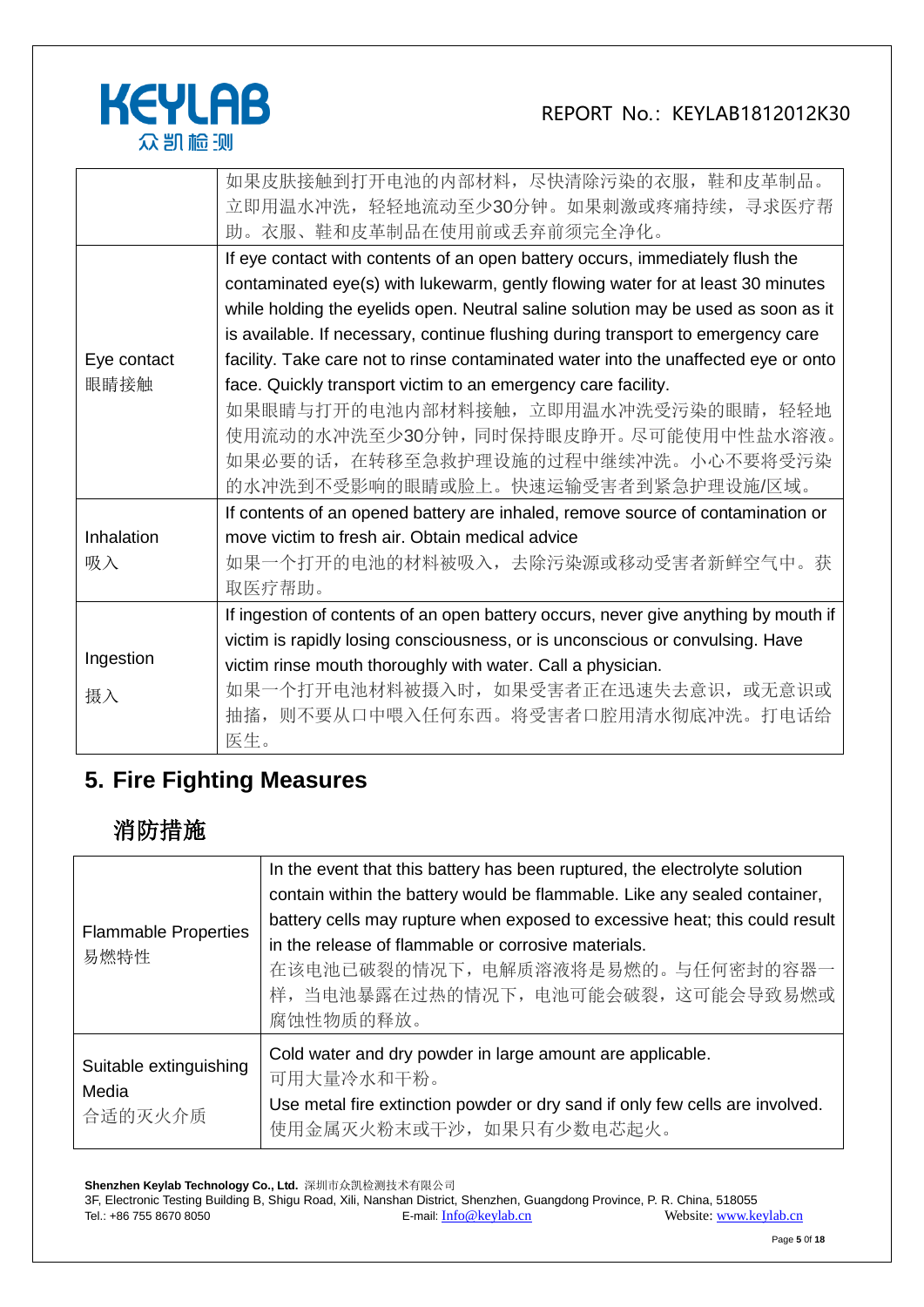| | |
|---|---|
| | 如果皮肤接触到打开电池的内部材料，尽快清除污染的衣服，鞋和皮革制品。立即用温水冲洗，轻轻地流动至少30分钟。如果刺激或疼痛持续，寻求医疗帮助。衣服、鞋和皮革制品在使用前或丢弃前须完全净化。 |
| Eye contact<br>眼睛接触 | If eye contact with contents of an open battery occurs, immediately flush the contaminated eye(s) with lukewarm, gently flowing water for at least 30 minutes while holding the eyelids open. Neutral saline solution may be used as soon as it is available. If necessary, continue flushing during transport to emergency care facility. Take care not to rinse contaminated water into the unaffected eye or onto face. Quickly transport victim to an emergency care facility.<br>如果眼睛与打开的电池内部材料接触，立即用温水冲洗受污染的眼睛，轻轻地使用流动的水冲洗至少30分钟，同时保持眼皮睁开。尽可能使用中性盐水溶液。如果必要的话，在转移至急救护理设施的过程中继续冲洗。小心不要将受污染的水冲洗到不受影响的眼睛或脸上。快速运输受害者到紧急护理设施/区域。 |
| Inhalation<br>吸入 | If contents of an opened battery are inhaled, remove source of contamination or move victim to fresh air. Obtain medical advice<br>如果一个打开的电池的材料被吸入，去除污染源或移动受害者新鲜空气中。获取医疗帮助。 |
| Ingestion<br>摄入 | If ingestion of contents of an open battery occurs, never give anything by mouth if victim is rapidly losing consciousness, or is unconscious or convulsing. Have victim rinse mouth thoroughly with water. Call a physician.<br>如果一个打开电池材料被摄入时，如果受害者正在迅速失去意识，或无意识或抽搐，则不要从口中喂入任何东西。将受害者口腔用清水彻底冲洗。打电话给医生。 |

## 5. Fire Fighting Measures

## 消防措施

| | |
|---|---|
| Flammable Properties<br>易燃特性 | In the event that this battery has been ruptured, the electrolyte solution contain within the battery would be flammable. Like any sealed container, battery cells may rupture when exposed to excessive heat; this could result in the release of flammable or corrosive materials.<br>在该电池已破裂的情况下，电解质溶液将是易燃的。与任何密封的容器一样，当电池暴露在过热的情况下，电池可能会破裂，这可能会导致易燃或腐蚀性物质的释放。 |
| Suitable extinguishing Media<br>合适的灭火介质 | Cold water and dry powder in large amount are applicable.<br>可用大量冷水和干粉。<br>Use metal fire extinction powder or dry sand if only few cells are involved.<br>使用金属灭火粉末或干沙，如果只有少数电芯起火。 |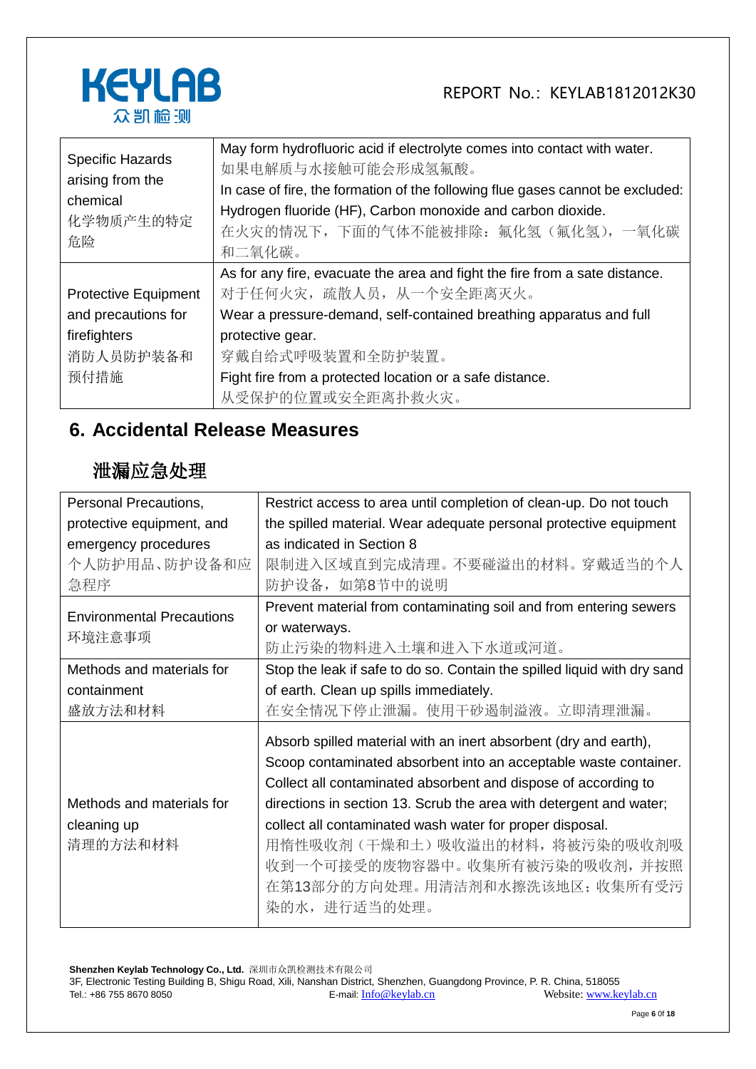| | |
|---|---|
| Specific Hazards arising from the chemical<br>化学物质产生的特定危险 | May form hydrofluoric acid if electrolyte comes into contact with water.<br>如果电解质与水接触可能会形成氢氟酸。<br>In case of fire, the formation of the following flue gases cannot be excluded: Hydrogen fluoride (HF), Carbon monoxide and carbon dioxide.<br>在火灾的情况下，下面的气体不能被排除：氟化氢（氟化氢），一氧化碳和二氧化碳。 |
| Protective Equipment and precautions for firefighters<br>消防人员防护装备和预付措施 | As for any fire, evacuate the area and fight the fire from a sate distance.<br>对于任何火灾，疏散人员，从一个安全距离灭火。<br>Wear a pressure-demand, self-contained breathing apparatus and full protective gear.<br>穿戴自给式呼吸装置和全防护装置。<br>Fight fire from a protected location or a safe distance.<br>从受保护的位置或安全距离扑救火灾。 |

## 6. Accidental Release Measures

## 泄漏应急处理

| | |
|---|---|
| Personal Precautions, protective equipment, and emergency procedures<br>个人防护用品、防护设备和应急程序 | Restrict access to area until completion of clean-up. Do not touch the spilled material. Wear adequate personal protective equipment as indicated in Section 8<br>限制进入区域直到完成清理。不要碰溢出的材料。穿戴适当的个人防护设备，如第8节中的说明 |
| Environmental Precautions<br>环境注意事项 | Prevent material from contaminating soil and from entering sewers or waterways.<br>防止污染的物料进入土壤和进入下水道或河道。 |
| Methods and materials for containment<br>盛放方法和材料 | Stop the leak if safe to do so. Contain the spilled liquid with dry sand of earth. Clean up spills immediately.<br>在安全情况下停止泄漏。使用干砂遏制溢液。立即清理泄漏。 |
| Methods and materials for cleaning up<br>清理的方法和材料 | Absorb spilled material with an inert absorbent (dry and earth), Scoop contaminated absorbent into an acceptable waste container. Collect all contaminated absorbent and dispose of according to directions in section 13. Scrub the area with detergent and water; collect all contaminated wash water for proper disposal.<br>用惰性吸收剂（干燥和土）吸收溢出的材料，将被污染的吸收剂吸收到一个可接受的废物容器中。收集所有被污染的吸收剂，并按照在第13部分的方向处理。用清洁剂和水擦洗该地区；收集所有受污染的水，进行适当的处理。 |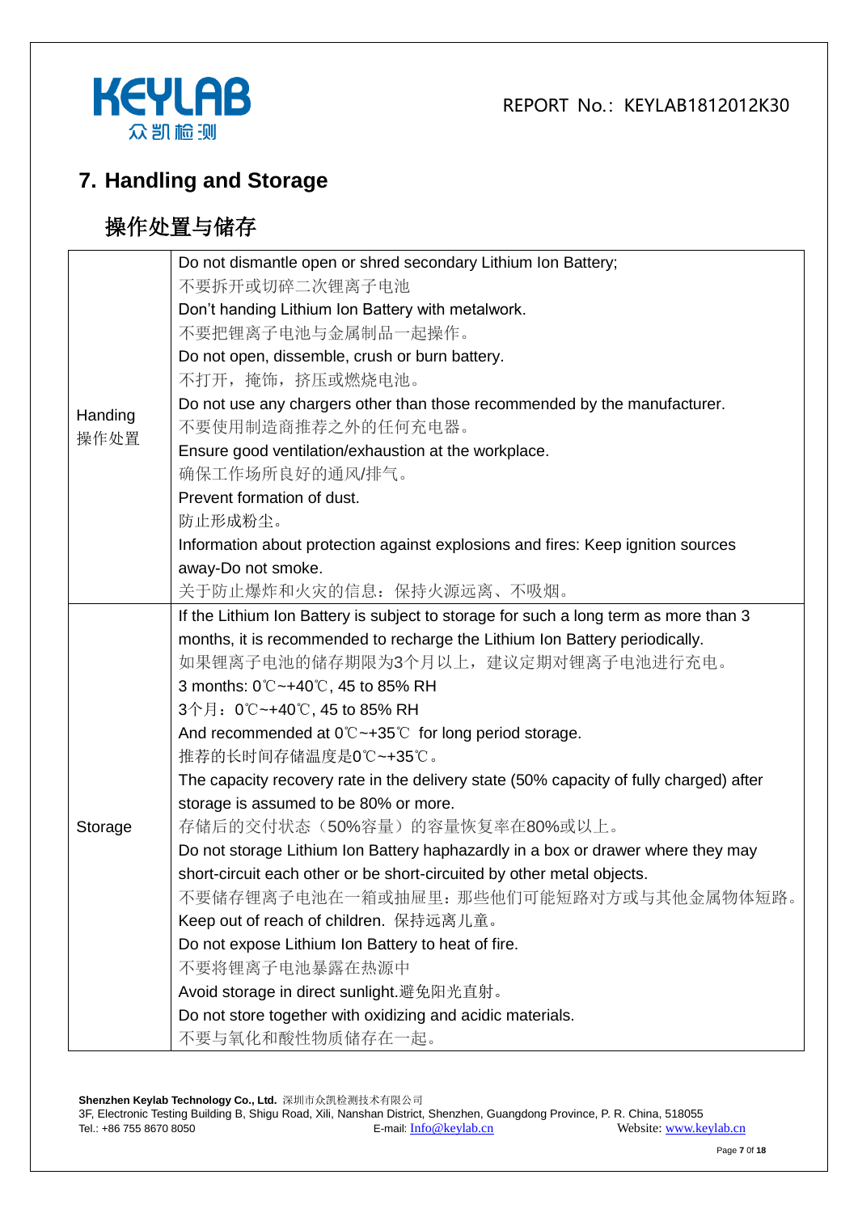## 7. Handling and Storage

## 操作处置与储存

| | |
|---|---|
| Handing<br>操作处置 | Do not dismantle open or shred secondary Lithium Ion Battery;<br>不要拆开或切碎二次锂离子电池<br>Don't handing Lithium Ion Battery with metalwork.<br>不要把锂离子电池与金属制品一起操作。<br>Do not open, dissemble, crush or burn battery.<br>不打开，掩饰，挤压或燃烧电池。<br>Do not use any chargers other than those recommended by the manufacturer.<br>不要使用制造商推荐之外的任何充电器。<br>Ensure good ventilation/exhaustion at the workplace.<br>确保工作场所良好的通风/排气。<br>Prevent formation of dust.<br>防止形成粉尘。<br>Information about protection against explosions and fires: Keep ignition sources away-Do not smoke.<br>关于防止爆炸和火灾的信息：保持火源远离、不吸烟。 |
| Storage | If the Lithium Ion Battery is subject to storage for such a long term as more than 3 months, it is recommended to recharge the Lithium Ion Battery periodically.<br>如果锂离子电池的储存期限为3个月以上，建议定期对锂离子电池进行充电。<br>3 months: 0℃~+40℃, 45 to 85% RH<br>3个月：0℃~+40℃, 45 to 85% RH<br>And recommended at 0℃~+35℃ for long period storage.<br>推荐的长时间存储温度是0℃~+35℃。<br>The capacity recovery rate in the delivery state (50% capacity of fully charged) after storage is assumed to be 80% or more.<br>存储后的交付状态（50%容量）的容量恢复率在80%或以上。<br>Do not storage Lithium Ion Battery haphazardly in a box or drawer where they may short-circuit each other or be short-circuited by other metal objects.<br>不要储存锂离子电池在一箱或抽屉里：那些他们可能短路对方或与其他金属物体短路。<br>Keep out of reach of children. 保持远离儿童。<br>Do not expose Lithium Ion Battery to heat of fire.<br>不要将锂离子电池暴露在热源中<br>Avoid storage in direct sunlight.避免阳光直射。<br>Do not store together with oxidizing and acidic materials.<br>不要与氧化和酸性物质储存在一起。 |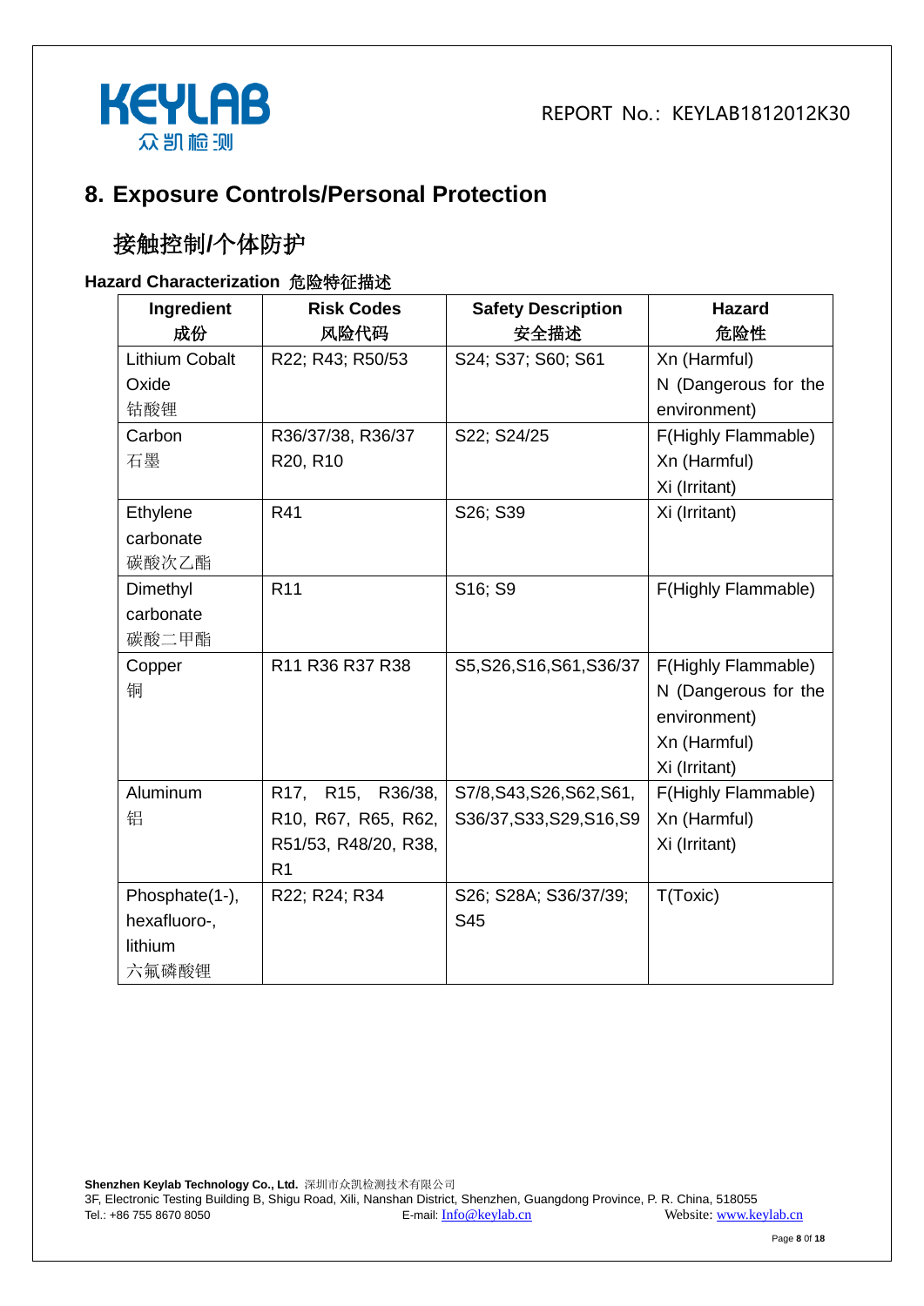## 8. Exposure Controls/Personal Protection

## 接触控制/个体防护

**Hazard Characterization 危险特征描述**

| Ingredient 成份 | Risk Codes 风险代码 | Safety Description 安全描述 | Hazard 危险性 |
|---|---|---|---|
| Lithium Cobalt Oxide 钴酸锂 | R22; R43; R50/53 | S24; S37; S60; S61 | Xn (Harmful)<br>N (Dangerous for the environment) |
| Carbon 石墨 | R36/37/38, R36/37<br>R20, R10 | S22; S24/25 | F(Highly Flammable)<br>Xn (Harmful)<br>Xi (Irritant) |
| Ethylene carbonate 碳酸次乙酯 | R41 | S26; S39 | Xi (Irritant) |
| Dimethyl carbonate 碳酸二甲酯 | R11 | S16; S9 | F(Highly Flammable) |
| Copper 铜 | R11 R36 R37 R38 | S5,S26,S16,S61,S36/37 | F(Highly Flammable)<br>N (Dangerous for the environment)<br>Xn (Harmful)<br>Xi (Irritant) |
| Aluminum 铝 | R17, R15, R36/38, R10, R67, R65, R62, R51/53, R48/20, R38, R1 | S7/8,S43,S26,S62,S61, S36/37,S33,S29,S16,S9 | F(Highly Flammable)<br>Xn (Harmful)<br>Xi (Irritant) |
| Phosphate(1-), hexafluoro-, lithium 六氟磷酸锂 | R22; R24; R34 | S26; S28A; S36/37/39; S45 | T(Toxic) |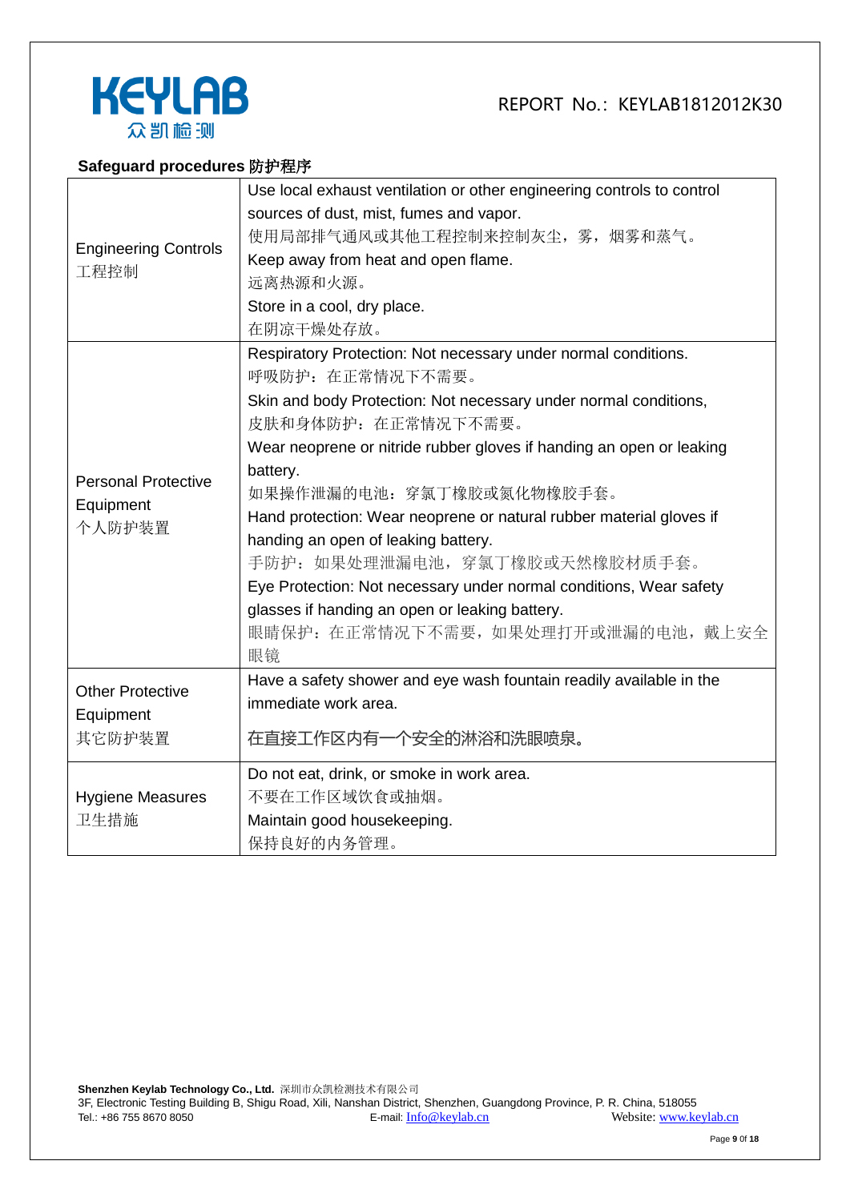**Safeguard procedures 防护程序**

| | |
|---|---|
| Engineering Controls<br>工程控制 | Use local exhaust ventilation or other engineering controls to control sources of dust, mist, fumes and vapor.<br>使用局部排气通风或其他工程控制来控制灰尘，雾，烟雾和蒸气。<br>Keep away from heat and open flame.<br>远离热源和火源。<br>Store in a cool, dry place.<br>在阴凉干燥处存放。 |
| Personal Protective Equipment<br>个人防护装置 | Respiratory Protection: Not necessary under normal conditions.<br>呼吸防护：在正常情况下不需要。<br>Skin and body Protection: Not necessary under normal conditions,<br>皮肤和身体防护：在正常情况下不需要。<br>Wear neoprene or nitride rubber gloves if handing an open or leaking battery.<br>如果操作泄漏的电池：穿氯丁橡胶或氮化物橡胶手套。<br>Hand protection: Wear neoprene or natural rubber material gloves if handing an open of leaking battery.<br>手防护：如果处理泄漏电池，穿氯丁橡胶或天然橡胶材质手套。<br>Eye Protection: Not necessary under normal conditions, Wear safety glasses if handing an open or leaking battery.<br>眼睛保护：在正常情况下不需要，如果处理打开或泄漏的电池，戴上安全眼镜 |
| Other Protective Equipment<br>其它防护装置 | Have a safety shower and eye wash fountain readily available in the immediate work area.<br>在直接工作区内有一个安全的淋浴和洗眼喷泉。 |
| Hygiene Measures<br>卫生措施 | Do not eat, drink, or smoke in work area.<br>不要在工作区域饮食或抽烟。<br>Maintain good housekeeping.<br>保持良好的内务管理。 |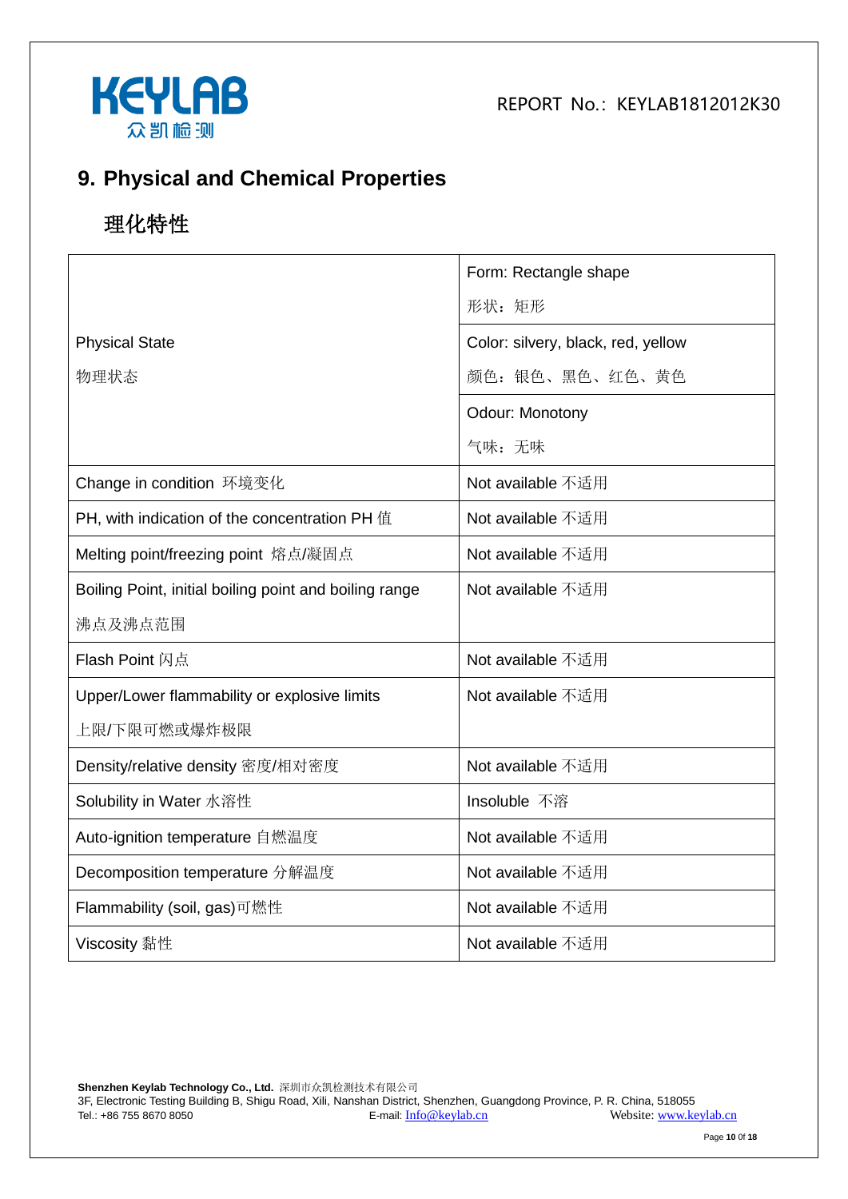## 9. Physical and Chemical Properties

## 理化特性

| | |
|---|---|
| Physical State<br>物理状态 | Form: Rectangle shape<br>形状：矩形 |
| | Color: silvery, black, red, yellow<br>颜色：银色、黑色、红色、黄色 |
| | Odour: Monotony<br>气味：无味 |
| Change in condition 环境变化 | Not available 不适用 |
| PH, with indication of the concentration PH 值 | Not available 不适用 |
| Melting point/freezing point 熔点/凝固点 | Not available 不适用 |
| Boiling Point, initial boiling point and boiling range<br>沸点及沸点范围 | Not available 不适用 |
| Flash Point 闪点 | Not available 不适用 |
| Upper/Lower flammability or explosive limits<br>上限/下限可燃或爆炸极限 | Not available 不适用 |
| Density/relative density 密度/相对密度 | Not available 不适用 |
| Solubility in Water 水溶性 | Insoluble 不溶 |
| Auto-ignition temperature 自燃温度 | Not available 不适用 |
| Decomposition temperature 分解温度 | Not available 不适用 |
| Flammability (soil, gas)可燃性 | Not available 不适用 |
| Viscosity 黏性 | Not available 不适用 |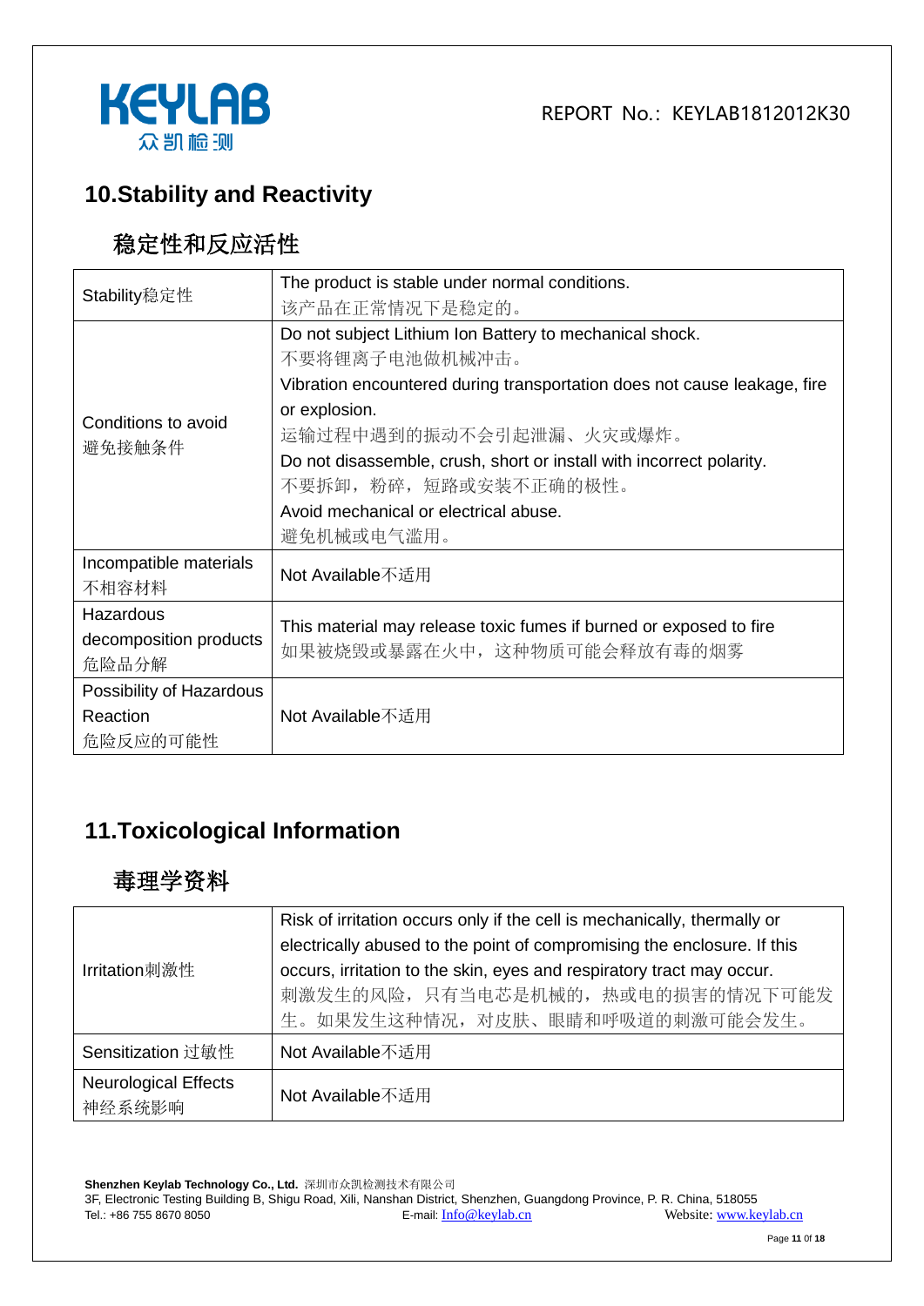## 10.Stability and Reactivity

## 稳定性和反应活性

| | |
|---|---|
| Stability稳定性 | The product is stable under normal conditions.<br>该产品在正常情况下是稳定的。 |
| Conditions to avoid<br>避免接触条件 | Do not subject Lithium Ion Battery to mechanical shock.<br>不要将锂离子电池做机械冲击。<br>Vibration encountered during transportation does not cause leakage, fire or explosion.<br>运输过程中遇到的振动不会引起泄漏、火灾或爆炸。<br>Do not disassemble, crush, short or install with incorrect polarity.<br>不要拆卸，粉碎，短路或安装不正确的极性。<br>Avoid mechanical or electrical abuse.<br>避免机械或电气滥用。 |
| Incompatible materials<br>不相容材料 | Not Available不适用 |
| Hazardous decomposition products<br>危险品分解 | This material may release toxic fumes if burned or exposed to fire<br>如果被烧毁或暴露在火中，这种物质可能会释放有毒的烟雾 |
| Possibility of Hazardous Reaction<br>危险反应的可能性 | Not Available不适用 |

## 11.Toxicological Information

## 毒理学资料

| | |
|---|---|
| Irritation刺激性 | Risk of irritation occurs only if the cell is mechanically, thermally or electrically abused to the point of compromising the enclosure. If this occurs, irritation to the skin, eyes and respiratory tract may occur.<br>刺激发生的风险，只有当电芯是机械的，热或电的损害的情况下可能发生。如果发生这种情况，对皮肤、眼睛和呼吸道的刺激可能会发生。 |
| Sensitization 过敏性 | Not Available不适用 |
| Neurological Effects<br>神经系统影响 | Not Available不适用 |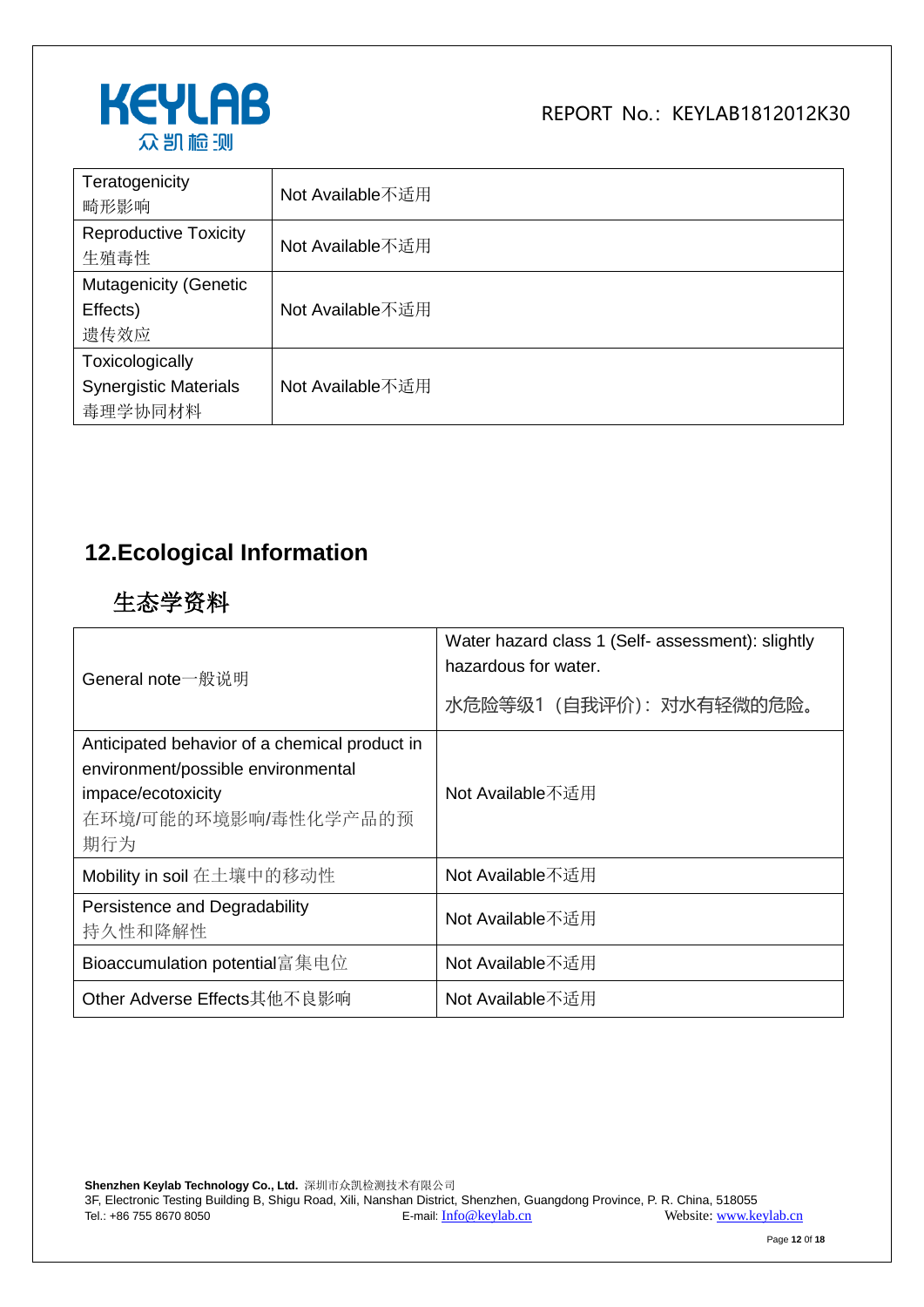| Teratogenicity 畸形影响 | Not Available不适用 |
|---|---|
| Reproductive Toxicity 生殖毒性 | Not Available不适用 |
| Mutagenicity (Genetic Effects) 遗传效应 | Not Available不适用 |
| Toxicologically Synergistic Materials 毒理学协同材料 | Not Available不适用 |

## 12.Ecological Information

## 生态学资料

| General note一般说明 | Water hazard class 1 (Self- assessment): slightly hazardous for water. 水危险等级1（自我评价）：对水有轻微的危险。 |
|---|---|
| Anticipated behavior of a chemical product in environment/possible environmental impace/ecotoxicity 在环境/可能的环境影响/毒性化学产品的预期行为 | Not Available不适用 |
| Mobility in soil 在土壤中的移动性 | Not Available不适用 |
| Persistence and Degradability 持久性和降解性 | Not Available不适用 |
| Bioaccumulation potential富集电位 | Not Available不适用 |
| Other Adverse Effects其他不良影响 | Not Available不适用 |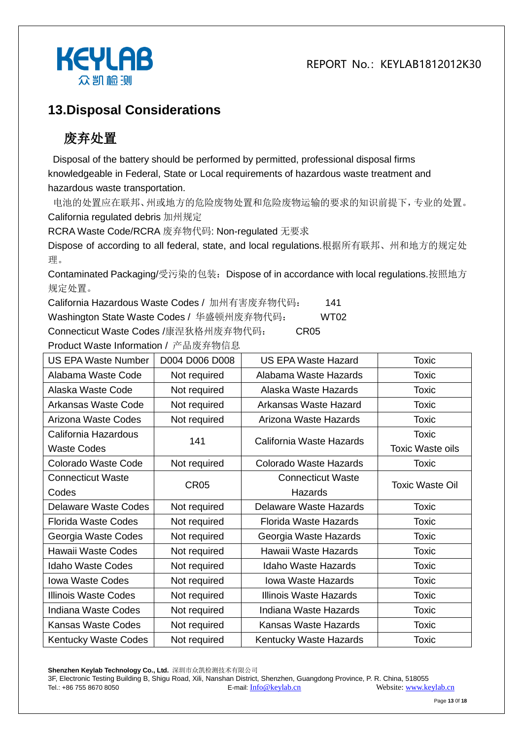## 13.Disposal Considerations

## 废弃处置

Disposal of the battery should be performed by permitted, professional disposal firms knowledgeable in Federal, State or Local requirements of hazardous waste treatment and hazardous waste transportation.

电池的处置应在联邦、州或地方的危险废物处置和危险废物运输的要求的知识前提下，专业的处置。

California regulated debris 加州规定

RCRA Waste Code/RCRA 废弃物代码: Non-regulated 无要求

Dispose of according to all federal, state, and local regulations.根据所有联邦、州和地方的规定处理。

Contaminated Packaging/受污染的包装：Dispose of in accordance with local regulations.按照地方规定处置。

California Hazardous Waste Codes / 加州有害废弃物代码： 141

Washington State Waste Codes / 华盛顿州废弃物代码： WT02

Connecticut Waste Codes /康涅狄格州废弃物代码： CR05

Product Waste Information / 产品废弃物信息

| US EPA Waste Number | D004 D006 D008 | US EPA Waste Hazard | Toxic |
|---|---|---|---|
| Alabama Waste Code | Not required | Alabama Waste Hazards | Toxic |
| Alaska Waste Code | Not required | Alaska Waste Hazards | Toxic |
| Arkansas Waste Code | Not required | Arkansas Waste Hazard | Toxic |
| Arizona Waste Codes | Not required | Arizona Waste Hazards | Toxic |
| California Hazardous Waste Codes | 141 | California Waste Hazards | Toxic Toxic Waste oils |
| Colorado Waste Code | Not required | Colorado Waste Hazards | Toxic |
| Connecticut Waste Codes | CR05 | Connecticut Waste Hazards | Toxic Waste Oil |
| Delaware Waste Codes | Not required | Delaware Waste Hazards | Toxic |
| Florida Waste Codes | Not required | Florida Waste Hazards | Toxic |
| Georgia Waste Codes | Not required | Georgia Waste Hazards | Toxic |
| Hawaii Waste Codes | Not required | Hawaii Waste Hazards | Toxic |
| Idaho Waste Codes | Not required | Idaho Waste Hazards | Toxic |
| Iowa Waste Codes | Not required | Iowa Waste Hazards | Toxic |
| Illinois Waste Codes | Not required | Illinois Waste Hazards | Toxic |
| Indiana Waste Codes | Not required | Indiana Waste Hazards | Toxic |
| Kansas Waste Codes | Not required | Kansas Waste Hazards | Toxic |
| Kentucky Waste Codes | Not required | Kentucky Waste Hazards | Toxic |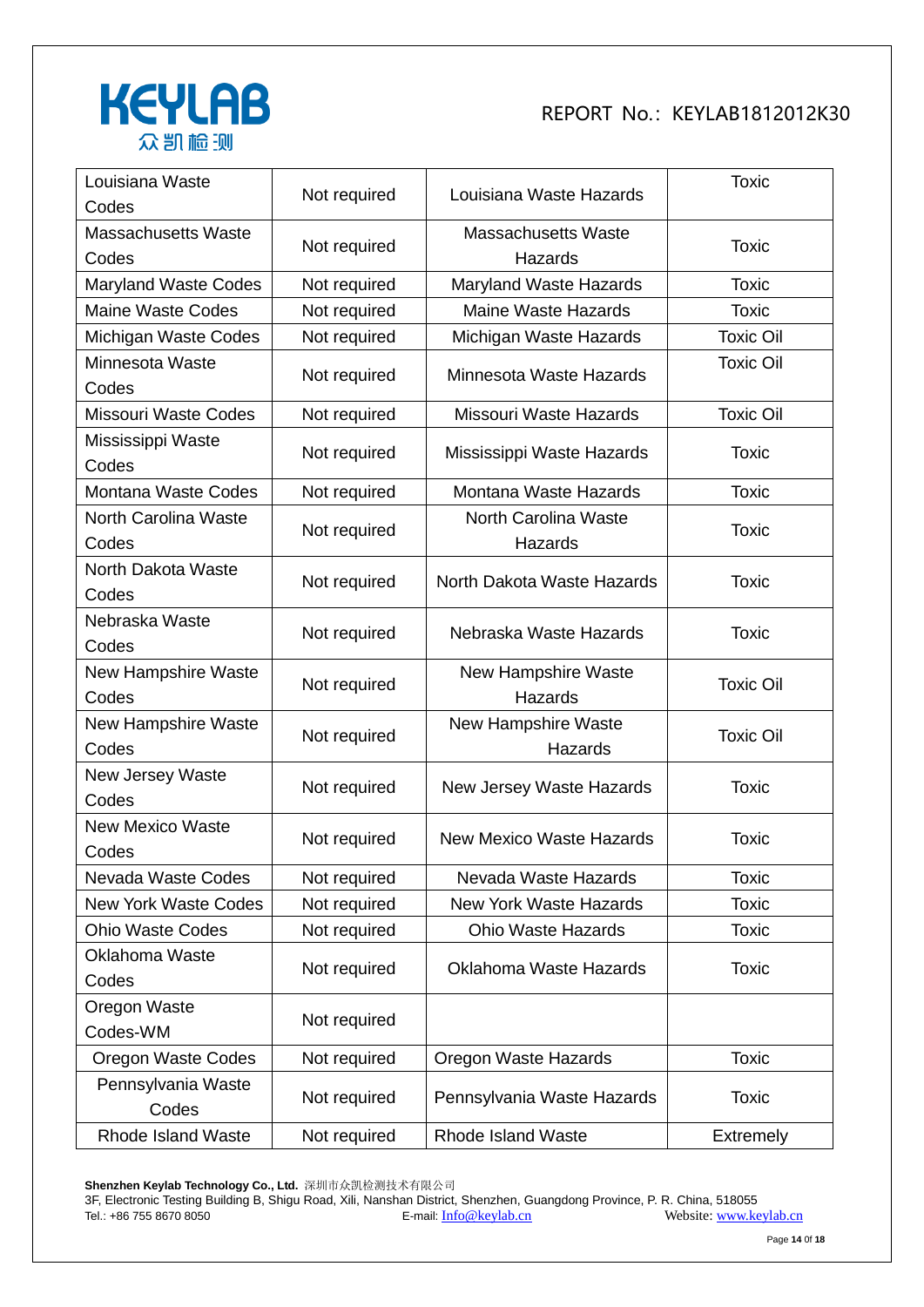| Louisiana Waste Codes | Not required | Louisiana Waste Hazards | Toxic |
|---|---|---|---|
| Massachusetts Waste Codes | Not required | Massachusetts Waste Hazards | Toxic |
| Maryland Waste Codes | Not required | Maryland Waste Hazards | Toxic |
| Maine Waste Codes | Not required | Maine Waste Hazards | Toxic |
| Michigan Waste Codes | Not required | Michigan Waste Hazards | Toxic Oil |
| Minnesota Waste Codes | Not required | Minnesota Waste Hazards | Toxic Oil |
| Missouri Waste Codes | Not required | Missouri Waste Hazards | Toxic Oil |
| Mississippi Waste Codes | Not required | Mississippi Waste Hazards | Toxic |
| Montana Waste Codes | Not required | Montana Waste Hazards | Toxic |
| North Carolina Waste Codes | Not required | North Carolina Waste Hazards | Toxic |
| North Dakota Waste Codes | Not required | North Dakota Waste Hazards | Toxic |
| Nebraska Waste Codes | Not required | Nebraska Waste Hazards | Toxic |
| New Hampshire Waste Codes | Not required | New Hampshire Waste Hazards | Toxic Oil |
| New Hampshire Waste Codes | Not required | New Hampshire Waste Hazards | Toxic Oil |
| New Jersey Waste Codes | Not required | New Jersey Waste Hazards | Toxic |
| New Mexico Waste Codes | Not required | New Mexico Waste Hazards | Toxic |
| Nevada Waste Codes | Not required | Nevada Waste Hazards | Toxic |
| New York Waste Codes | Not required | New York Waste Hazards | Toxic |
| Ohio Waste Codes | Not required | Ohio Waste Hazards | Toxic |
| Oklahoma Waste Codes | Not required | Oklahoma Waste Hazards | Toxic |
| Oregon Waste Codes-WM | Not required | | |
| Oregon Waste Codes | Not required | Oregon Waste Hazards | Toxic |
| Pennsylvania Waste Codes | Not required | Pennsylvania Waste Hazards | Toxic |
| Rhode Island Waste | Not required | Rhode Island Waste | Extremely |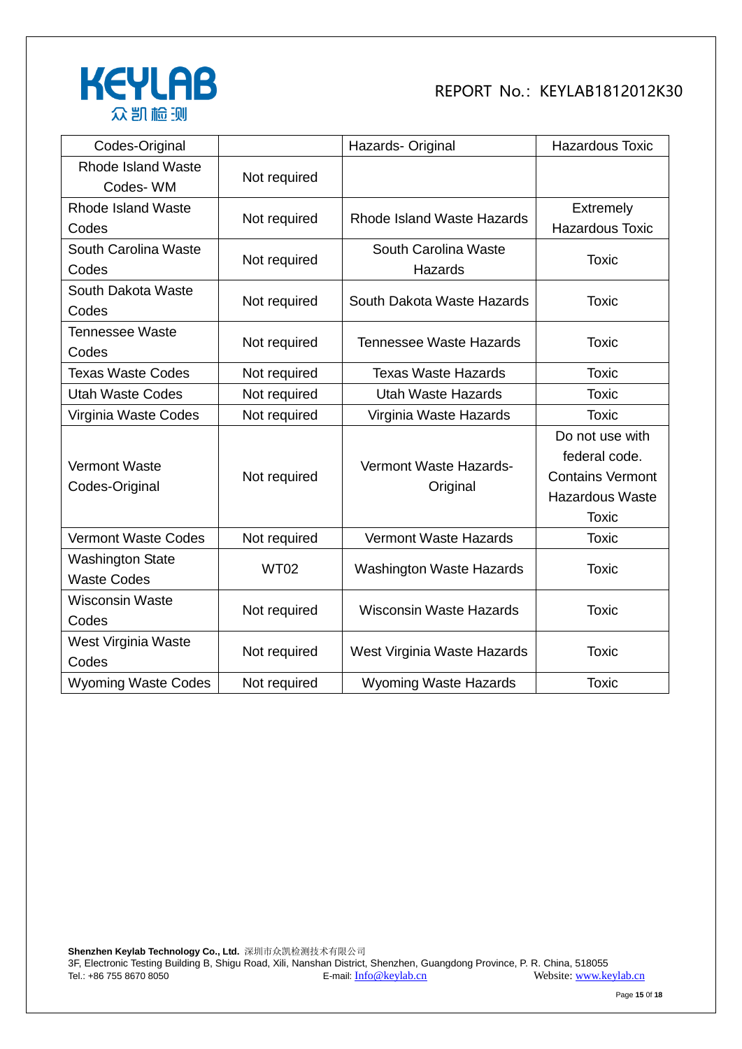| Codes-Original | | Hazards- Original | Hazardous Toxic |
|---|---|---|---|
| Rhode Island Waste Codes- WM | Not required | | |
| Rhode Island Waste Codes | Not required | Rhode Island Waste Hazards | Extremely Hazardous Toxic |
| South Carolina Waste Codes | Not required | South Carolina Waste Hazards | Toxic |
| South Dakota Waste Codes | Not required | South Dakota Waste Hazards | Toxic |
| Tennessee Waste Codes | Not required | Tennessee Waste Hazards | Toxic |
| Texas Waste Codes | Not required | Texas Waste Hazards | Toxic |
| Utah Waste Codes | Not required | Utah Waste Hazards | Toxic |
| Virginia Waste Codes | Not required | Virginia Waste Hazards | Toxic |
| Vermont Waste Codes-Original | Not required | Vermont Waste Hazards-Original | Do not use with federal code. Contains Vermont Hazardous Waste Toxic |
| Vermont Waste Codes | Not required | Vermont Waste Hazards | Toxic |
| Washington State Waste Codes | WT02 | Washington Waste Hazards | Toxic |
| Wisconsin Waste Codes | Not required | Wisconsin Waste Hazards | Toxic |
| West Virginia Waste Codes | Not required | West Virginia Waste Hazards | Toxic |
| Wyoming Waste Codes | Not required | Wyoming Waste Hazards | Toxic |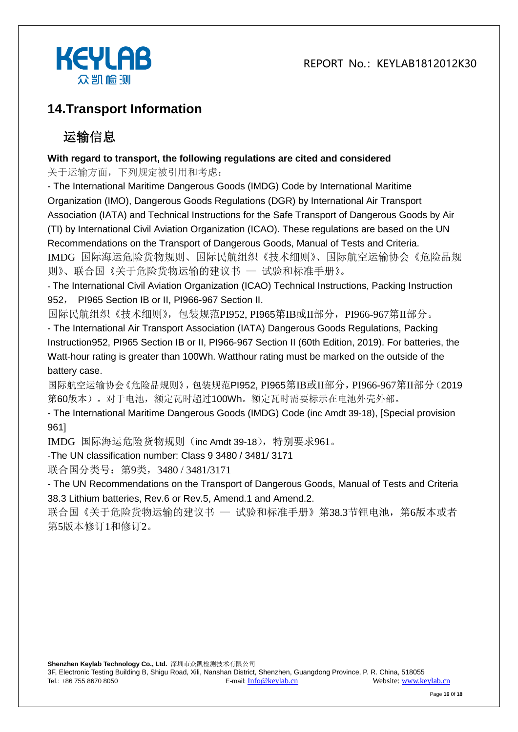## 14.Transport Information

## 运输信息

**With regard to transport, the following regulations are cited and considered**

关于运输方面，下列规定被引用和考虑：

- The International Maritime Dangerous Goods (IMDG) Code by International Maritime Organization (IMO), Dangerous Goods Regulations (DGR) by International Air Transport Association (IATA) and Technical Instructions for the Safe Transport of Dangerous Goods by Air (TI) by International Civil Aviation Organization (ICAO). These regulations are based on the UN Recommendations on the Transport of Dangerous Goods, Manual of Tests and Criteria.

IMDG 国际海运危险货物规则、国际民航组织《技术细则》、国际航空运输协会《危险品规则》、联合国《关于危险货物运输的建议书 — 试验和标准手册》。

- The International Civil Aviation Organization (ICAO) Technical Instructions, Packing Instruction 952， PI965 Section IB or II, PI966-967 Section II.

国际民航组织《技术细则》，包装规范PI952, PI965第IB或II部分，PI966-967第II部分。

- The International Air Transport Association (IATA) Dangerous Goods Regulations, Packing Instruction952, PI965 Section IB or II, PI966-967 Section II (60th Edition, 2019). For batteries, the Watt-hour rating is greater than 100Wh. Watthour rating must be marked on the outside of the battery case.

国际航空运输协会《危险品规则》，包装规范PI952, PI965第IB或II部分，PI966-967第II部分（2019第60版本）。对于电池，额定瓦时超过100Wh。额定瓦时需要标示在电池外壳外部。

- The International Maritime Dangerous Goods (IMDG) Code (inc Amdt 39-18), [Special provision 961]

IMDG 国际海运危险货物规则（inc Amdt 39-18），特别要求961。

-The UN classification number: Class 9 3480 / 3481/ 3171

联合国分类号：第9类，3480 / 3481/3171

- The UN Recommendations on the Transport of Dangerous Goods, Manual of Tests and Criteria 38.3 Lithium batteries, Rev.6 or Rev.5, Amend.1 and Amend.2.

联合国《关于危险货物运输的建议书 — 试验和标准手册》第38.3节锂电池，第6版本或者第5版本修订1和修订2。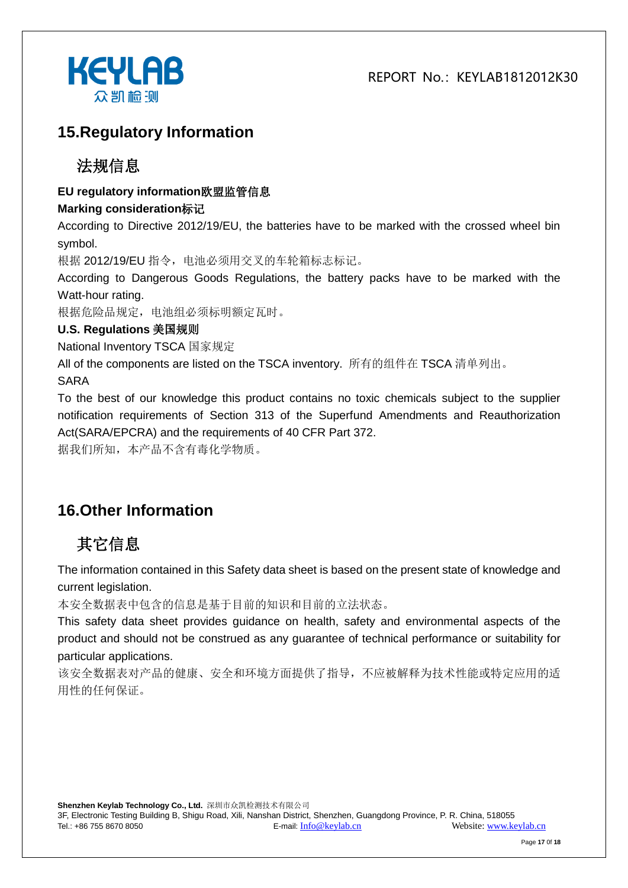## 15.Regulatory Information

## 法规信息

**EU regulatory information欧盟监管信息**

**Marking consideration标记**

According to Directive 2012/19/EU, the batteries have to be marked with the crossed wheel bin symbol.

根据 2012/19/EU 指令，电池必须用交叉的车轮箱标志标记。

According to Dangerous Goods Regulations, the battery packs have to be marked with the Watt-hour rating.

根据危险品规定，电池组必须标明额定瓦时。

**U.S. Regulations 美国规则**

National Inventory TSCA 国家规定

All of the components are listed on the TSCA inventory. 所有的组件在 TSCA 清单列出。

SARA

To the best of our knowledge this product contains no toxic chemicals subject to the supplier notification requirements of Section 313 of the Superfund Amendments and Reauthorization Act(SARA/EPCRA) and the requirements of 40 CFR Part 372.

据我们所知，本产品不含有毒化学物质。

## 16.Other Information

## 其它信息

The information contained in this Safety data sheet is based on the present state of knowledge and current legislation.

本安全数据表中包含的信息是基于目前的知识和目前的立法状态。

This safety data sheet provides guidance on health, safety and environmental aspects of the product and should not be construed as any guarantee of technical performance or suitability for particular applications.

该安全数据表对产品的健康、安全和环境方面提供了指导，不应被解释为技术性能或特定应用的适用性的任何保证。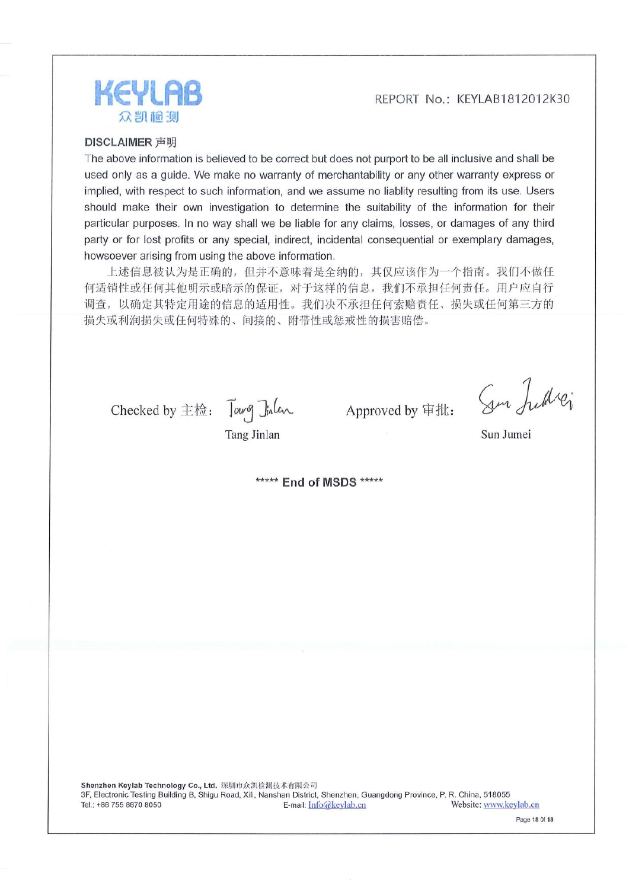KEYLAB
众凯检测

REPORT No.: KEYLAB1812012K30

**DISCLAIMER 声明**

The above information is believed to be correct but does not purport to be all inclusive and shall be used only as a guide. We make no warranty of merchantability or any other warranty express or implied, with respect to such information, and we assume no liablity resulting from its use. Users should make their own investigation to determine the suitability of the information for their particular purposes. In no way shall we be liable for any claims, losses, or damages of any third party or for lost profits or any special, indirect, incidental consequential or exemplary damages, howsoever arising from using the above information.

上述信息被认为是正确的，但并不意味着是全纳的，其仅应该作为一个指南。我们不做任何适销性或任何其他明示或暗示的保证，对于这样的信息，我们不承担任何责任。用户应自行调查，以确定其特定用途的信息的适用性。我们决不承担任何索赔责任、损失或任何第三方的损失或利润损失或任何特殊的、间接的、附带性或惩戒性的损害赔偿。

Checked by 主检： Tang Jinlan

Approved by 审批： Sun Jumei

**\*\*\*\*\* End of MSDS \*\*\*\*\***

Shenzhen Keylab Technology Co., Ltd. 深圳市众凯检测技术有限公司
3F, Electronic Testing Building B, Shigu Road, Xili, Nanshan District, Shenzhen, Guangdong Province, P. R. China, 518055
Tel.: +86 755 8670 8050 E-mail: Info@keylab.cn Website: www.keylab.cn